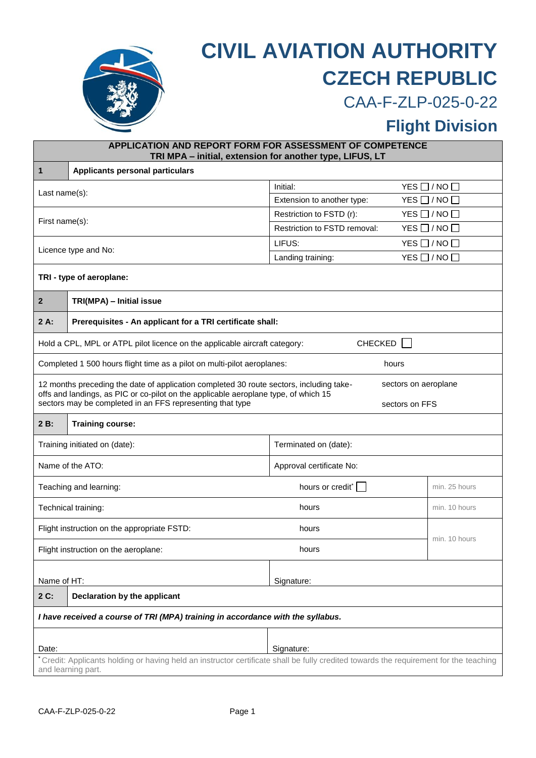# CIVIL AVIATION AUTHORITY

## CZECH REPUBLIC

CAA-F-ZLP-025-0-22

## Flight Division

**APPLICATION AND REPORT FORM FOR ASSESSMENT OF COMPETENCE**
**TRI MPA – initial, extension for another type, LIFUS, LT**

| | | | |
|---|---|---|---|
| **1** | **Applicants personal particulars** | | |
| Last name(s): | | Initial: | YES ☐ / NO ☐ |
| | | Extension to another type: | YES ☐ / NO ☐ |
| First name(s): | | Restriction to FSTD (r): | YES ☐ / NO ☐ |
| | | Restriction to FSTD removal: | YES ☐ / NO ☐ |
| Licence type and No: | | LIFUS: | YES ☐ / NO ☐ |
| | | Landing training: | YES ☐ / NO ☐ |
| **TRI - type of aeroplane:** | | | |

| | | | |
|---|---|---|---|
| **2** | **TRI(MPA) – Initial issue** | | |
| **2 A:** | **Prerequisites - An applicant for a TRI certificate shall:** | | |
| Hold a CPL, MPL or ATPL pilot licence on the applicable aircraft category: | | CHECKED ☐ | |
| Completed 1 500 hours flight time as a pilot on multi-pilot aeroplanes: | | hours | |
| 12 months preceding the date of application completed 30 route sectors, including take-offs and landings, as PIC or co-pilot on the applicable aeroplane type, of which 15 sectors may be completed in an FFS representing that type | | sectors on aeroplane<br>sectors on FFS | |
| **2 B:** | **Training course:** | | |
| Training initiated on (date): | | Terminated on (date): | |
| Name of the ATO: | | Approval certificate No: | |
| Teaching and learning: | | hours or credit* ☐ | min. 25 hours |
| Technical training: | | hours | min. 10 hours |
| Flight instruction on the appropriate FSTD: | | hours | min. 10 hours |
| Flight instruction on the aeroplane: | | hours | |
| Name of HT: | | Signature: | |
| **2 C:** | **Declaration by the applicant** | | |
| ***I have received a course of TRI (MPA) training in accordance with the syllabus.*** | | | |
| Date: | | Signature: | |

* Credit: Applicants holding or having held an instructor certificate shall be fully credited towards the requirement for the teaching and learning part.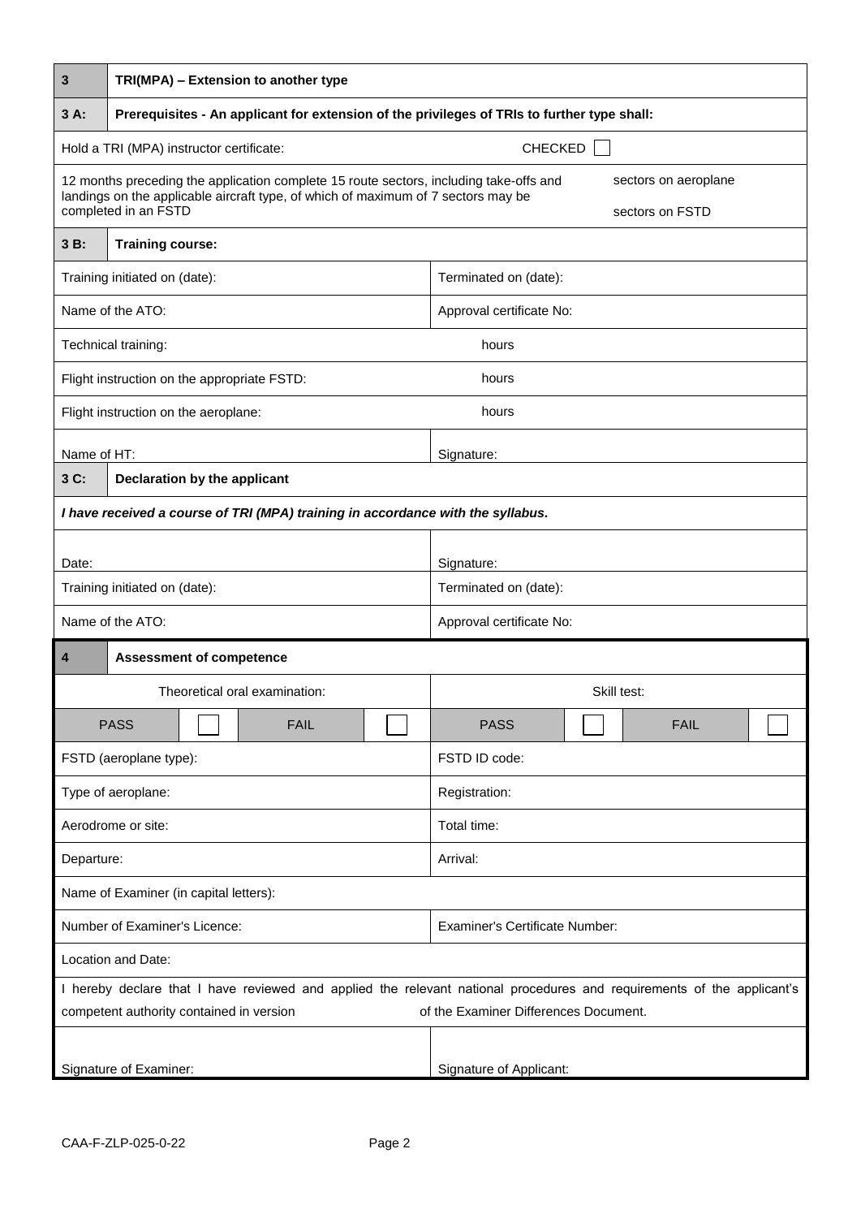| 3 | TRI(MPA) – Extension to another type | | |
|---|---|---|---|
| **3 A:** | **Prerequisites - An applicant for extension of the privileges of TRIs to further type shall:** | | |
| Hold a TRI (MPA) instructor certificate: | | CHECKED ☐ | |
| 12 months preceding the application complete 15 route sectors, including take-offs and landings on the applicable aircraft type, of which of maximum of 7 sectors may be completed in an FSTD | | sectors on aeroplane<br>sectors on FSTD | |
| **3 B:** | **Training course:** | | |
| Training initiated on (date): | | Terminated on (date): | |
| Name of the ATO: | | Approval certificate No: | |
| Technical training: | | hours | |
| Flight instruction on the appropriate FSTD: | | hours | |
| Flight instruction on the aeroplane: | | hours | |
| Name of HT: | | Signature: | |
| **3 C:** | **Declaration by the applicant** | | |
| ***I have received a course of TRI (MPA) training in accordance with the syllabus.*** | | | |
| Date: | | Signature: | |
| Training initiated on (date): | | Terminated on (date): | |
| Name of the ATO: | | Approval certificate No: | |

| 4 | Assessment of competence | | | | | | |
|---|---|---|---|---|---|---|---|
| Theoretical oral examination: | | | | Skill test: | | | |
| PASS | ☐ | FAIL | ☐ | PASS | ☐ | FAIL | ☐ |
| FSTD (aeroplane type): | | | | FSTD ID code: | | | |
| Type of aeroplane: | | | | Registration: | | | |
| Aerodrome or site: | | | | Total time: | | | |
| Departure: | | | | Arrival: | | | |
| Name of Examiner (in capital letters): | | | | | | | |
| Number of Examiner's Licence: | | | | Examiner's Certificate Number: | | | |
| Location and Date: | | | | | | | |
| I hereby declare that I have reviewed and applied the relevant national procedures and requirements of the applicant's competent authority contained in version ____ of the Examiner Differences Document. | | | | | | | |
| Signature of Examiner: | | | | Signature of Applicant: | | | |

CAA-F-ZLP-025-0-22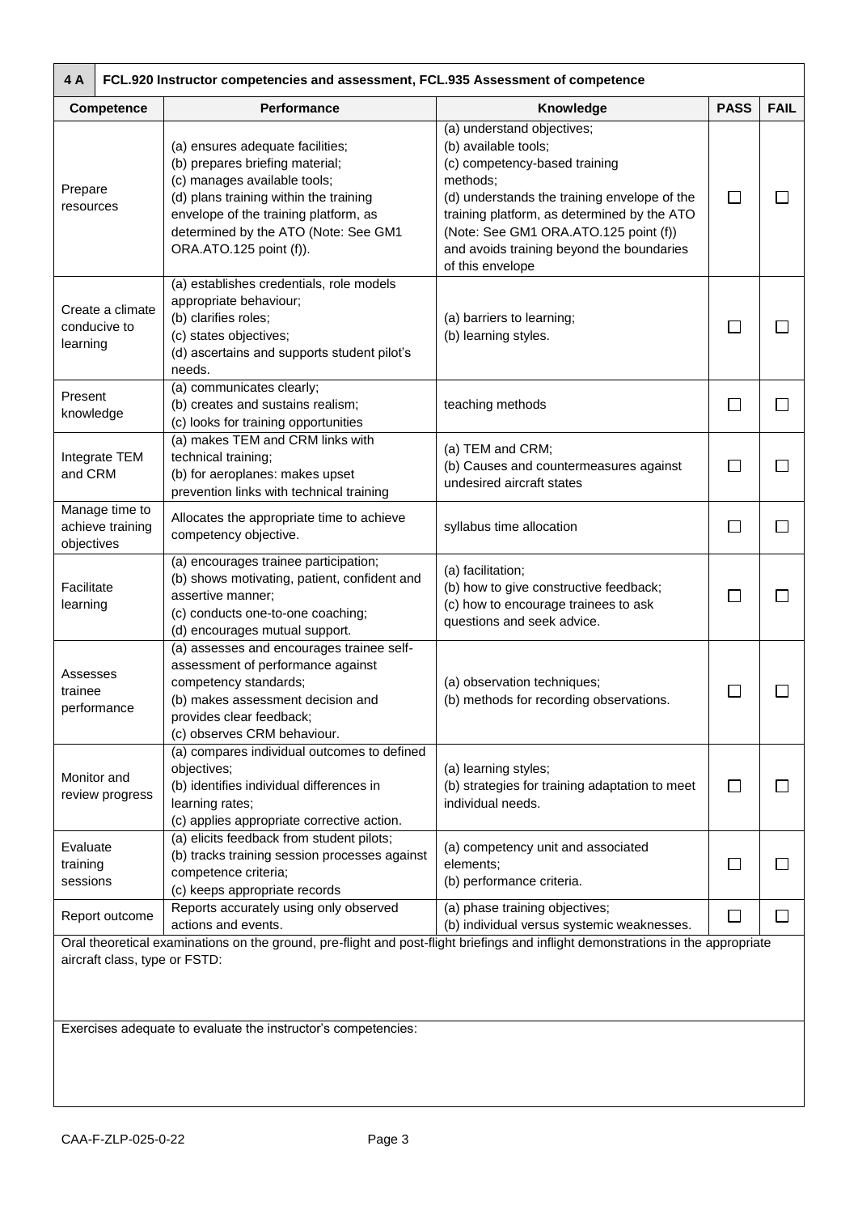| 4 A | FCL.920 Instructor competencies and assessment, FCL.935 Assessment of competence | | | |
|---|---|---|---|---|
| **Competence** | **Performance** | **Knowledge** | **PASS** | **FAIL** |
| Prepare resources | (a) ensures adequate facilities;<br>(b) prepares briefing material;<br>(c) manages available tools;<br>(d) plans training within the training envelope of the training platform, as determined by the ATO (Note: See GM1 ORA.ATO.125 point (f)). | (a) understand objectives;<br>(b) available tools;<br>(c) competency-based training methods;<br>(d) understands the training envelope of the training platform, as determined by the ATO (Note: See GM1 ORA.ATO.125 point (f)) and avoids training beyond the boundaries of this envelope | ☐ | ☐ |
| Create a climate conducive to learning | (a) establishes credentials, role models appropriate behaviour;<br>(b) clarifies roles;<br>(c) states objectives;<br>(d) ascertains and supports student pilot's needs. | (a) barriers to learning;<br>(b) learning styles. | ☐ | ☐ |
| Present knowledge | (a) communicates clearly;<br>(b) creates and sustains realism;<br>(c) looks for training opportunities | teaching methods | ☐ | ☐ |
| Integrate TEM and CRM | (a) makes TEM and CRM links with technical training;<br>(b) for aeroplanes: makes upset prevention links with technical training | (a) TEM and CRM;<br>(b) Causes and countermeasures against undesired aircraft states | ☐ | ☐ |
| Manage time to achieve training objectives | Allocates the appropriate time to achieve competency objective. | syllabus time allocation | ☐ | ☐ |
| Facilitate learning | (a) encourages trainee participation;<br>(b) shows motivating, patient, confident and assertive manner;<br>(c) conducts one-to-one coaching;<br>(d) encourages mutual support. | (a) facilitation;<br>(b) how to give constructive feedback;<br>(c) how to encourage trainees to ask questions and seek advice. | ☐ | ☐ |
| Assesses trainee performance | (a) assesses and encourages trainee self-assessment of performance against competency standards;<br>(b) makes assessment decision and provides clear feedback;<br>(c) observes CRM behaviour. | (a) observation techniques;<br>(b) methods for recording observations. | ☐ | ☐ |
| Monitor and review progress | (a) compares individual outcomes to defined objectives;<br>(b) identifies individual differences in learning rates;<br>(c) applies appropriate corrective action. | (a) learning styles;<br>(b) strategies for training adaptation to meet individual needs. | ☐ | ☐ |
| Evaluate training sessions | (a) elicits feedback from student pilots;<br>(b) tracks training session processes against competence criteria;<br>(c) keeps appropriate records | (a) competency unit and associated elements;<br>(b) performance criteria. | ☐ | ☐ |
| Report outcome | Reports accurately using only observed actions and events. | (a) phase training objectives;<br>(b) individual versus systemic weaknesses. | ☐ | ☐ |

Oral theoretical examinations on the ground, pre-flight and post-flight briefings and inflight demonstrations in the appropriate aircraft class, type or FSTD:

Exercises adequate to evaluate the instructor's competencies:

CAA-F-ZLP-025-0-22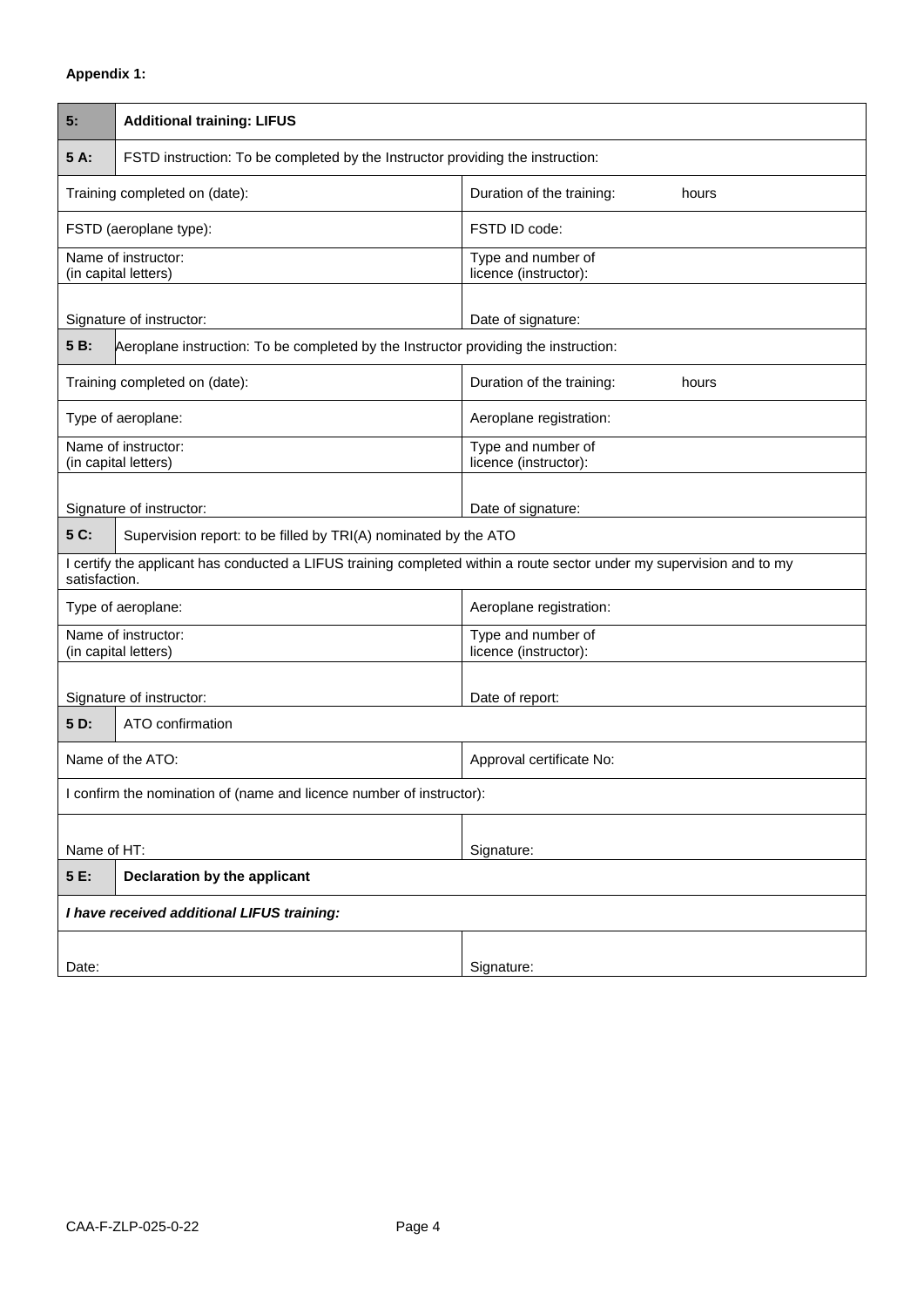**Appendix 1:**

| 5: | **Additional training: LIFUS** | |
|---|---|---|
| **5 A:** | FSTD instruction: To be completed by the Instructor providing the instruction: | |
| Training completed on (date): | | Duration of the training: hours |
| FSTD (aeroplane type): | | FSTD ID code: |
| Name of instructor: (in capital letters) | | Type and number of licence (instructor): |
| Signature of instructor: | | Date of signature: |
| **5 B:** | Aeroplane instruction: To be completed by the Instructor providing the instruction: | |
| Training completed on (date): | | Duration of the training: hours |
| Type of aeroplane: | | Aeroplane registration: |
| Name of instructor: (in capital letters) | | Type and number of licence (instructor): |
| Signature of instructor: | | Date of signature: |
| **5 C:** | Supervision report: to be filled by TRI(A) nominated by the ATO | |
| I certify the applicant has conducted a LIFUS training completed within a route sector under my supervision and to my satisfaction. | | |
| Type of aeroplane: | | Aeroplane registration: |
| Name of instructor: (in capital letters) | | Type and number of licence (instructor): |
| Signature of instructor: | | Date of report: |
| **5 D:** | ATO confirmation | |
| Name of the ATO: | | Approval certificate No: |
| I confirm the nomination of (name and licence number of instructor): | | |
| Name of HT: | | Signature: |
| **5 E:** | **Declaration by the applicant** | |
| ***I have received additional LIFUS training:*** | | |
| Date: | | Signature: |

CAA-F-ZLP-025-0-22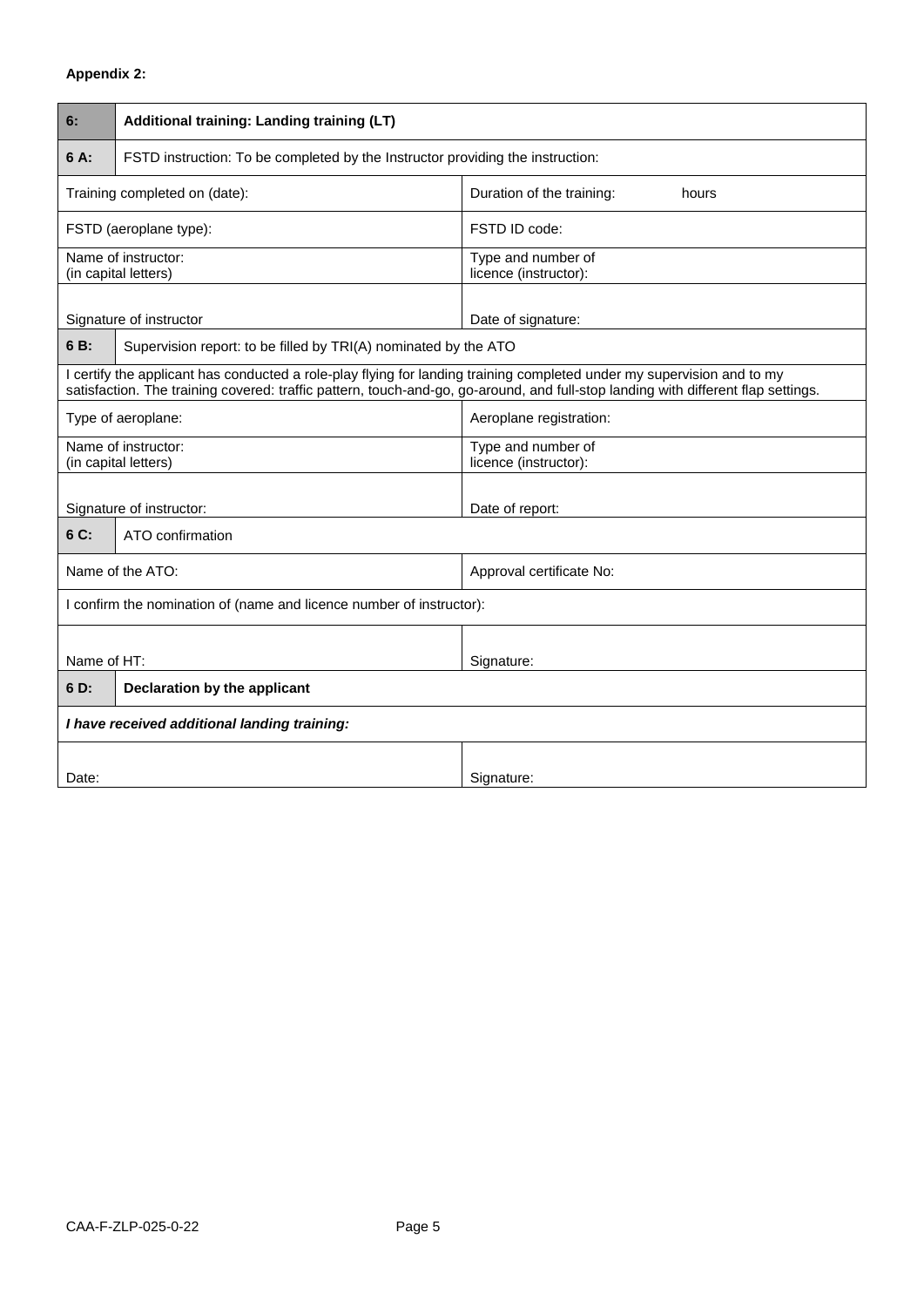**Appendix 2:**

| | | |
|---|---|---|
| **6:** | **Additional training: Landing training (LT)** | |
| **6 A:** | FSTD instruction: To be completed by the Instructor providing the instruction: | |
| Training completed on (date): | | Duration of the training: hours |
| FSTD (aeroplane type): | | FSTD ID code: |
| Name of instructor: (in capital letters) | | Type and number of licence (instructor): |
| Signature of instructor | | Date of signature: |
| **6 B:** | Supervision report: to be filled by TRI(A) nominated by the ATO | |
| I certify the applicant has conducted a role-play flying for landing training completed under my supervision and to my satisfaction. The training covered: traffic pattern, touch-and-go, go-around, and full-stop landing with different flap settings. | | |
| Type of aeroplane: | | Aeroplane registration: |
| Name of instructor: (in capital letters) | | Type and number of licence (instructor): |
| Signature of instructor: | | Date of report: |
| **6 C:** | ATO confirmation | |
| Name of the ATO: | | Approval certificate No: |
| I confirm the nomination of (name and licence number of instructor): | | |
| Name of HT: | | Signature: |
| **6 D:** | **Declaration by the applicant** | |
| ***I have received additional landing training:*** | | |
| Date: | | Signature: |

CAA-F-ZLP-025-0-22